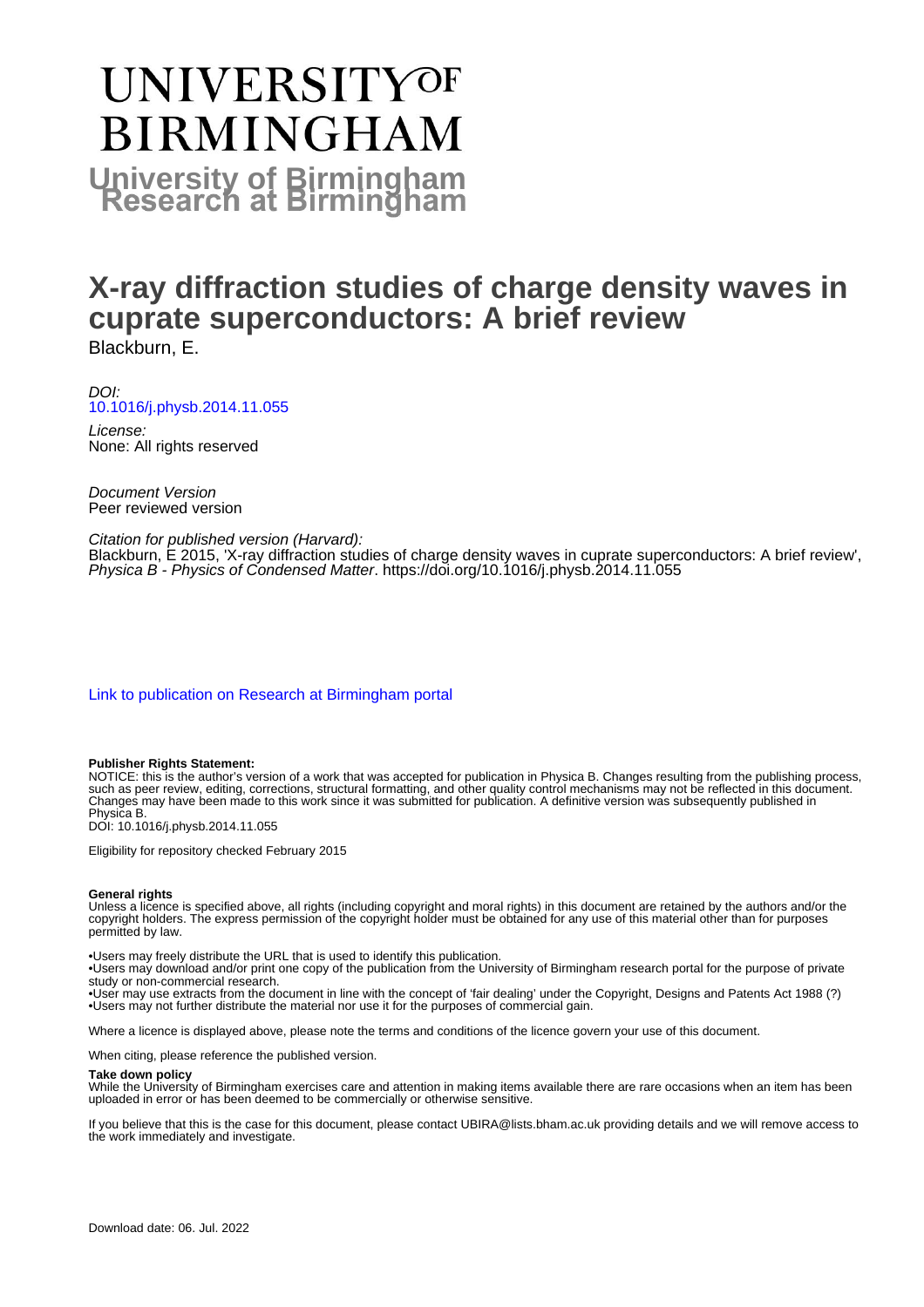# UNIVERSITY OF BIRMINGHAM

**University of Birmingham Research at Birmingham**

# X-ray diffraction studies of charge density waves in cuprate superconductors: A brief review

Blackburn, E.

*DOI:*
10.1016/j.physb.2014.11.055

*License:*
None: All rights reserved

*Document Version*
Peer reviewed version

*Citation for published version (Harvard):*
Blackburn, E 2015, 'X-ray diffraction studies of charge density waves in cuprate superconductors: A brief review', *Physica B - Physics of Condensed Matter*. https://doi.org/10.1016/j.physb.2014.11.055

Link to publication on Research at Birmingham portal

**Publisher Rights Statement:**
NOTICE: this is the author's version of a work that was accepted for publication in Physica B. Changes resulting from the publishing process, such as peer review, editing, corrections, structural formatting, and other quality control mechanisms may not be reflected in this document. Changes may have been made to this work since it was submitted for publication. A definitive version was subsequently published in Physica B.
DOI: 10.1016/j.physb.2014.11.055

Eligibility for repository checked February 2015

**General rights**
Unless a licence is specified above, all rights (including copyright and moral rights) in this document are retained by the authors and/or the copyright holders. The express permission of the copyright holder must be obtained for any use of this material other than for purposes permitted by law.

•Users may freely distribute the URL that is used to identify this publication.
•Users may download and/or print one copy of the publication from the University of Birmingham research portal for the purpose of private study or non-commercial research.
•User may use extracts from the document in line with the concept of 'fair dealing' under the Copyright, Designs and Patents Act 1988 (?)
•Users may not further distribute the material nor use it for the purposes of commercial gain.

Where a licence is displayed above, please note the terms and conditions of the licence govern your use of this document.

When citing, please reference the published version.

**Take down policy**
While the University of Birmingham exercises care and attention in making items available there are rare occasions when an item has been uploaded in error or has been deemed to be commercially or otherwise sensitive.

If you believe that this is the case for this document, please contact UBIRA@lists.bham.ac.uk providing details and we will remove access to the work immediately and investigate.

Download date: 06. Jul. 2022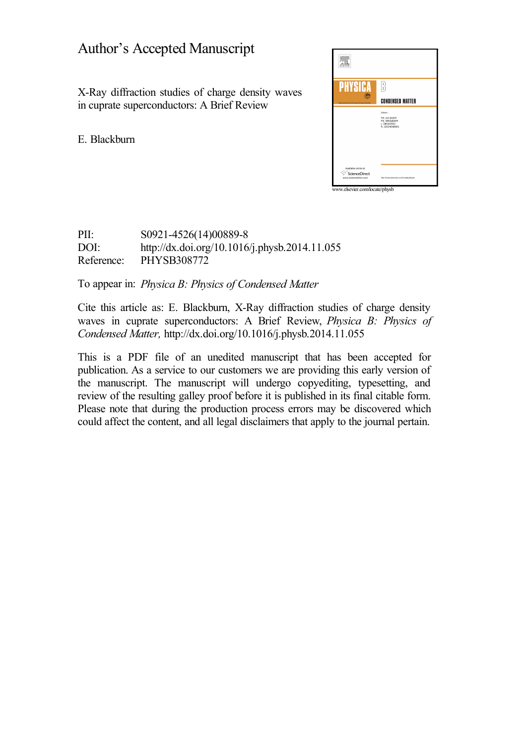# Author's Accepted Manuscript

X-Ray diffraction studies of charge density waves in cuprate superconductors: A Brief Review

E. Blackburn

PII: S0921-4526(14)00889-8
DOI: http://dx.doi.org/10.1016/j.physb.2014.11.055
Reference: PHYSB308772

To appear in: *Physica B: Physics of Condensed Matter*

Cite this article as: E. Blackburn, X-Ray diffraction studies of charge density waves in cuprate superconductors: A Brief Review, *Physica B: Physics of Condensed Matter,* http://dx.doi.org/10.1016/j.physb.2014.11.055

This is a PDF file of an unedited manuscript that has been accepted for publication. As a service to our customers we are providing this early version of the manuscript. The manuscript will undergo copyediting, typesetting, and review of the resulting galley proof before it is published in its final citable form. Please note that during the production process errors may be discovered which could affect the content, and all legal disclaimers that apply to the journal pertain.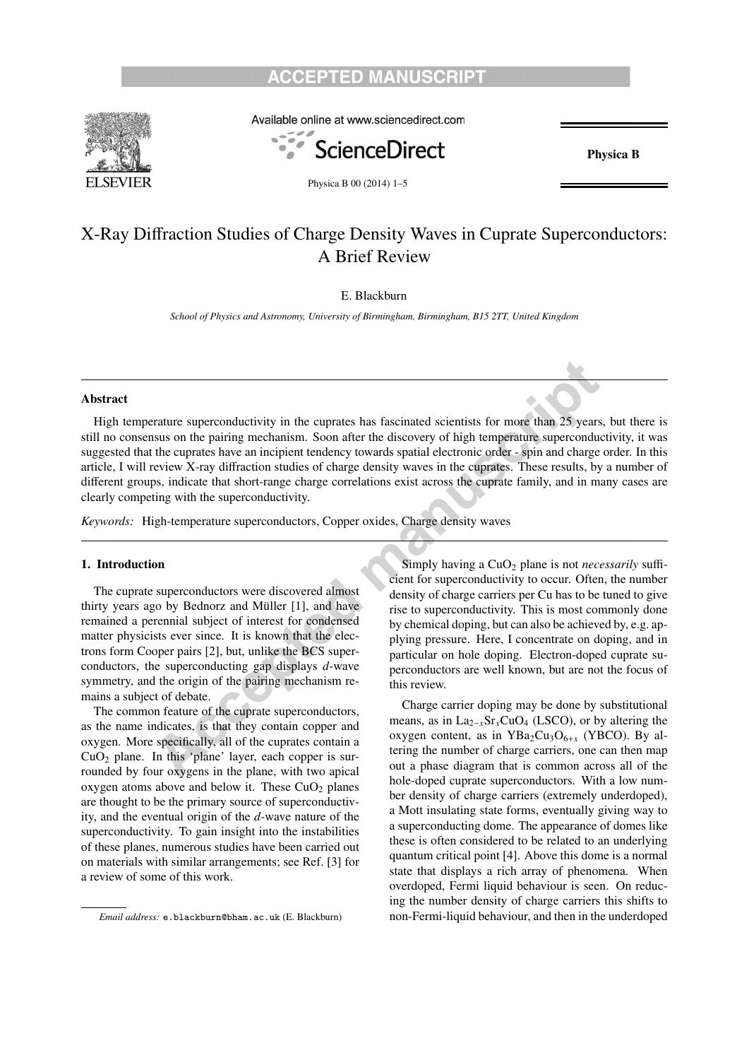# X-Ray Diffraction Studies of Charge Density Waves in Cuprate Superconductors: A Brief Review

E. Blackburn

*School of Physics and Astronomy, University of Birmingham, Birmingham, B15 2TT, United Kingdom*

## Abstract

High temperature superconductivity in the cuprates has fascinated scientists for more than 25 years, but there is still no consensus on the pairing mechanism. Soon after the discovery of high temperature superconductivity, it was suggested that the cuprates have an incipient tendency towards spatial electronic order - spin and charge order. In this article, I will review X-ray diffraction studies of charge density waves in the cuprates. These results, by a number of different groups, indicate that short-range charge correlations exist across the cuprate family, and in many cases are clearly competing with the superconductivity.

*Keywords:* High-temperature superconductors, Copper oxides, Charge density waves

## 1. Introduction

The cuprate superconductors were discovered almost thirty years ago by Bednorz and Müller [1], and have remained a perennial subject of interest for condensed matter physicists ever since. It is known that the electrons form Cooper pairs [2], but, unlike the BCS superconductors, the superconducting gap displays *d*-wave symmetry, and the origin of the pairing mechanism remains a subject of debate.

The common feature of the cuprate superconductors, as the name indicates, is that they contain copper and oxygen. More specifically, all of the cuprates contain a $CuO_2$ plane. In this 'plane' layer, each copper is surrounded by four oxygens in the plane, with two apical oxygen atoms above and below it. These $CuO_2$ planes are thought to be the primary source of superconductivity, and the eventual origin of the *d*-wave nature of the superconductivity. To gain insight into the instabilities of these planes, numerous studies have been carried out on materials with similar arrangements; see Ref. [3] for a review of some of this work.

Simply having a $CuO_2$ plane is not *necessarily* sufficient for superconductivity to occur. Often, the number density of charge carriers per Cu has to be tuned to give rise to superconductivity. This is most commonly done by chemical doping, but can also be achieved by, e.g. applying pressure. Here, I concentrate on doping, and in particular on hole doping. Electron-doped cuprate superconductors are well known, but are not the focus of this review.

Charge carrier doping may be done by substitutional means, as in $La_{2-x}Sr_xCuO_4$ (LSCO), or by altering the oxygen content, as in $YBa_2Cu_3O_{6+x}$ (YBCO). By altering the number of charge carriers, one can then map out a phase diagram that is common across all of the hole-doped cuprate superconductors. With a low number density of charge carriers (extremely underdoped), a Mott insulating state forms, eventually giving way to a superconducting dome. The appearance of domes like these is often considered to be related to an underlying quantum critical point [4]. Above this dome is a normal state that displays a rich array of phenomena. When overdoped, Fermi liquid behaviour is seen. On reducing the number density of charge carriers this shifts to non-Fermi-liquid behaviour, and then in the underdoped

*Email address:* e.blackburn@bham.ac.uk (E. Blackburn)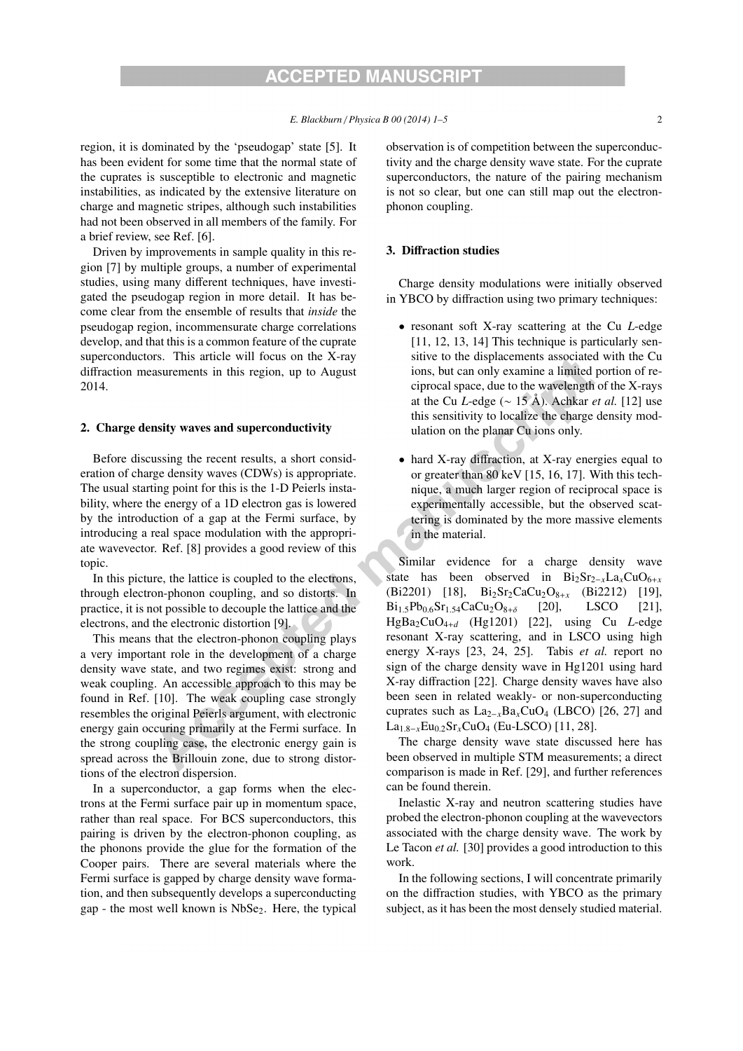region, it is dominated by the 'pseudogap' state [5]. It has been evident for some time that the normal state of the cuprates is susceptible to electronic and magnetic instabilities, as indicated by the extensive literature on charge and magnetic stripes, although such instabilities had not been observed in all members of the family. For a brief review, see Ref. [6].

Driven by improvements in sample quality in this region [7] by multiple groups, a number of experimental studies, using many different techniques, have investigated the pseudogap region in more detail. It has become clear from the ensemble of results that *inside* the pseudogap region, incommensurate charge correlations develop, and that this is a common feature of the cuprate superconductors. This article will focus on the X-ray diffraction measurements in this region, up to August 2014.

## 2. Charge density waves and superconductivity

Before discussing the recent results, a short consideration of charge density waves (CDWs) is appropriate. The usual starting point for this is the 1-D Peierls instability, where the energy of a 1D electron gas is lowered by the introduction of a gap at the Fermi surface, by introducing a real space modulation with the appropriate wavevector. Ref. [8] provides a good review of this topic.

In this picture, the lattice is coupled to the electrons, through electron-phonon coupling, and so distorts. In practice, it is not possible to decouple the lattice and the electrons, and the electronic distortion [9].

This means that the electron-phonon coupling plays a very important role in the development of a charge density wave state, and two regimes exist: strong and weak coupling. An accessible approach to this may be found in Ref. [10]. The weak coupling case strongly resembles the original Peierls argument, with electronic energy gain occuring primarily at the Fermi surface. In the strong coupling case, the electronic energy gain is spread across the Brillouin zone, due to strong distortions of the electron dispersion.

In a superconductor, a gap forms when the electrons at the Fermi surface pair up in momentum space, rather than real space. For BCS superconductors, this pairing is driven by the electron-phonon coupling, as the phonons provide the glue for the formation of the Cooper pairs. There are several materials where the Fermi surface is gapped by charge density wave formation, and then subsequently develops a superconducting gap - the most well known is $NbSe_2$. Here, the typical observation is of competition between the superconductivity and the charge density wave state. For the cuprate superconductors, the nature of the pairing mechanism is not so clear, but one can still map out the electron-phonon coupling.

## 3. Diffraction studies

Charge density modulations were initially observed in YBCO by diffraction using two primary techniques:

- resonant soft X-ray scattering at the Cu *L*-edge [11, 12, 13, 14] This technique is particularly sensitive to the displacements associated with the Cu ions, but can only examine a limited portion of reciprocal space, due to the wavelength of the X-rays at the Cu *L*-edge ($\sim 15$ Å). Achkar *et al.* [12] use this sensitivity to localize the charge density modulation on the planar Cu ions only.
- hard X-ray diffraction, at X-ray energies equal to or greater than 80 keV [15, 16, 17]. With this technique, a much larger region of reciprocal space is experimentally accessible, but the observed scattering is dominated by the more massive elements in the material.

Similar evidence for a charge density wave state has been observed in $Bi_2Sr_{2-x}La_xCuO_{6+x}$ (Bi2201) [18], $Bi_2Sr_2CaCu_2O_{8+x}$ (Bi2212) [19], $Bi_{1.5}Pb_{0.6}Sr_{1.54}CaCu_2O_{8+\delta}$ [20], LSCO [21], $HgBa_2CuO_{4+d}$ (Hg1201) [22], using Cu *L*-edge resonant X-ray scattering, and in LSCO using high energy X-rays [23, 24, 25]. Tabis *et al.* report no sign of the charge density wave in Hg1201 using hard X-ray diffraction [22]. Charge density waves have also been seen in related weakly- or non-superconducting cuprates such as $La_{2-x}Ba_xCuO_4$ (LBCO) [26, 27] and $La_{1.8-x}Eu_{0.2}Sr_xCuO_4$ (Eu-LSCO) [11, 28].

The charge density wave state discussed here has been observed in multiple STM measurements; a direct comparison is made in Ref. [29], and further references can be found therein.

Inelastic X-ray and neutron scattering studies have probed the electron-phonon coupling at the wavevectors associated with the charge density wave. The work by Le Tacon *et al.* [30] provides a good introduction to this work.

In the following sections, I will concentrate primarily on the diffraction studies, with YBCO as the primary subject, as it has been the most densely studied material.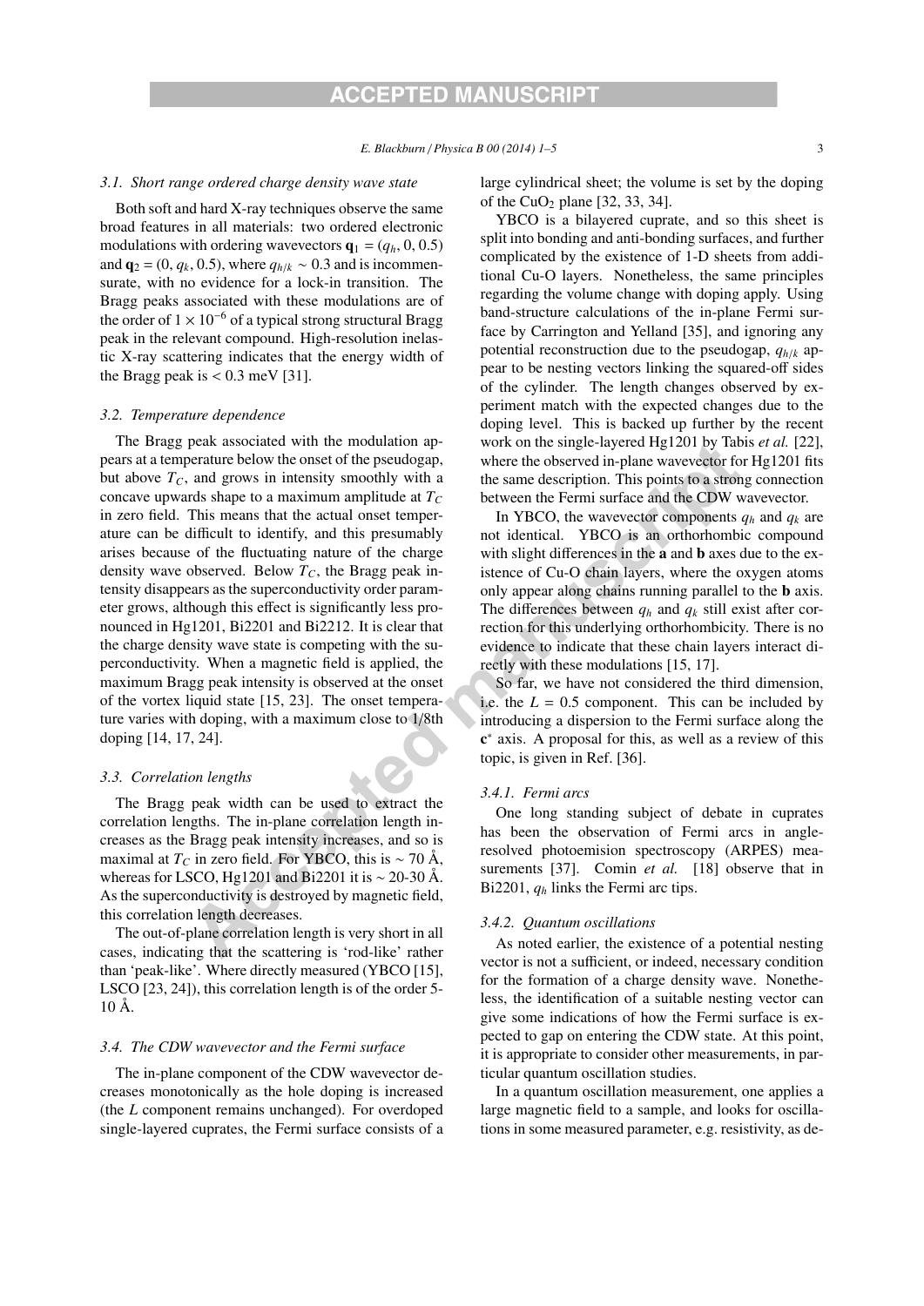### 3.1. Short range ordered charge density wave state

Both soft and hard X-ray techniques observe the same broad features in all materials: two ordered electronic modulations with ordering wavevectors $\mathbf{q}_1 = (q_h, 0, 0.5)$ and $\mathbf{q}_2 = (0, q_k, 0.5)$, where $q_{h/k} \sim 0.3$ and is incommensurate, with no evidence for a lock-in transition. The Bragg peaks associated with these modulations are of the order of $1 \times 10^{-6}$ of a typical strong structural Bragg peak in the relevant compound. High-resolution inelastic X-ray scattering indicates that the energy width of the Bragg peak is $< 0.3$ meV [31].

### 3.2. Temperature dependence

The Bragg peak associated with the modulation appears at a temperature below the onset of the pseudogap, but above $T_C$, and grows in intensity smoothly with a concave upwards shape to a maximum amplitude at $T_C$ in zero field. This means that the actual onset temperature can be difficult to identify, and this presumably arises because of the fluctuating nature of the charge density wave observed. Below $T_C$, the Bragg peak intensity disappears as the superconductivity order parameter grows, although this effect is significantly less pronounced in Hg1201, Bi2201 and Bi2212. It is clear that the charge density wave state is competing with the superconductivity. When a magnetic field is applied, the maximum Bragg peak intensity is observed at the onset of the vortex liquid state [15, 23]. The onset temperature varies with doping, with a maximum close to 1/8th doping [14, 17, 24].

### 3.3. Correlation lengths

The Bragg peak width can be used to extract the correlation lengths. The in-plane correlation length increases as the Bragg peak intensity increases, and so is maximal at $T_C$ in zero field. For YBCO, this is $\sim 70$ Å, whereas for LSCO, Hg1201 and Bi2201 it is $\sim 20$-$30$ Å. As the superconductivity is destroyed by magnetic field, this correlation length decreases.

The out-of-plane correlation length is very short in all cases, indicating that the scattering is 'rod-like' rather than 'peak-like'. Where directly measured (YBCO [15], LSCO [23, 24]), this correlation length is of the order 5-10 Å.

### 3.4. The CDW wavevector and the Fermi surface

The in-plane component of the CDW wavevector decreases monotonically as the hole doping is increased (the $L$ component remains unchanged). For overdoped single-layered cuprates, the Fermi surface consists of a large cylindrical sheet; the volume is set by the doping of the $CuO_2$ plane [32, 33, 34].

YBCO is a bilayered cuprate, and so this sheet is split into bonding and anti-bonding surfaces, and further complicated by the existence of 1-D sheets from additional Cu-O layers. Nonetheless, the same principles regarding the volume change with doping apply. Using band-structure calculations of the in-plane Fermi surface by Carrington and Yelland [35], and ignoring any potential reconstruction due to the pseudogap, $q_{h/k}$ appear to be nesting vectors linking the squared-off sides of the cylinder. The length changes observed by experiment match with the expected changes due to the doping level. This is backed up further by the recent work on the single-layered Hg1201 by Tabis *et al.* [22], where the observed in-plane wavevector for Hg1201 fits the same description. This points to a strong connection between the Fermi surface and the CDW wavevector.

In YBCO, the wavevector components $q_h$ and $q_k$ are not identical. YBCO is an orthorhombic compound with slight differences in the **a** and **b** axes due to the existence of Cu-O chain layers, where the oxygen atoms only appear along chains running parallel to the **b** axis. The differences between $q_h$ and $q_k$ still exist after correction for this underlying orthorhombicity. There is no evidence to indicate that these chain layers interact directly with these modulations [15, 17].

So far, we have not considered the third dimension, i.e. the $L = 0.5$ component. This can be included by introducing a dispersion to the Fermi surface along the $\mathbf{c}^*$ axis. A proposal for this, as well as a review of this topic, is given in Ref. [36].

#### 3.4.1. Fermi arcs

One long standing subject of debate in cuprates has been the observation of Fermi arcs in angle-resolved photoemision spectroscopy (ARPES) measurements [37]. Comin *et al.* [18] observe that in Bi2201, $q_h$ links the Fermi arc tips.

#### 3.4.2. Quantum oscillations

As noted earlier, the existence of a potential nesting vector is not a sufficient, or indeed, necessary condition for the formation of a charge density wave. Nonetheless, the identification of a suitable nesting vector can give some indications of how the Fermi surface is expected to gap on entering the CDW state. At this point, it is appropriate to consider other measurements, in particular quantum oscillation studies.

In a quantum oscillation measurement, one applies a large magnetic field to a sample, and looks for oscillations in some measured parameter, e.g. resistivity, as de-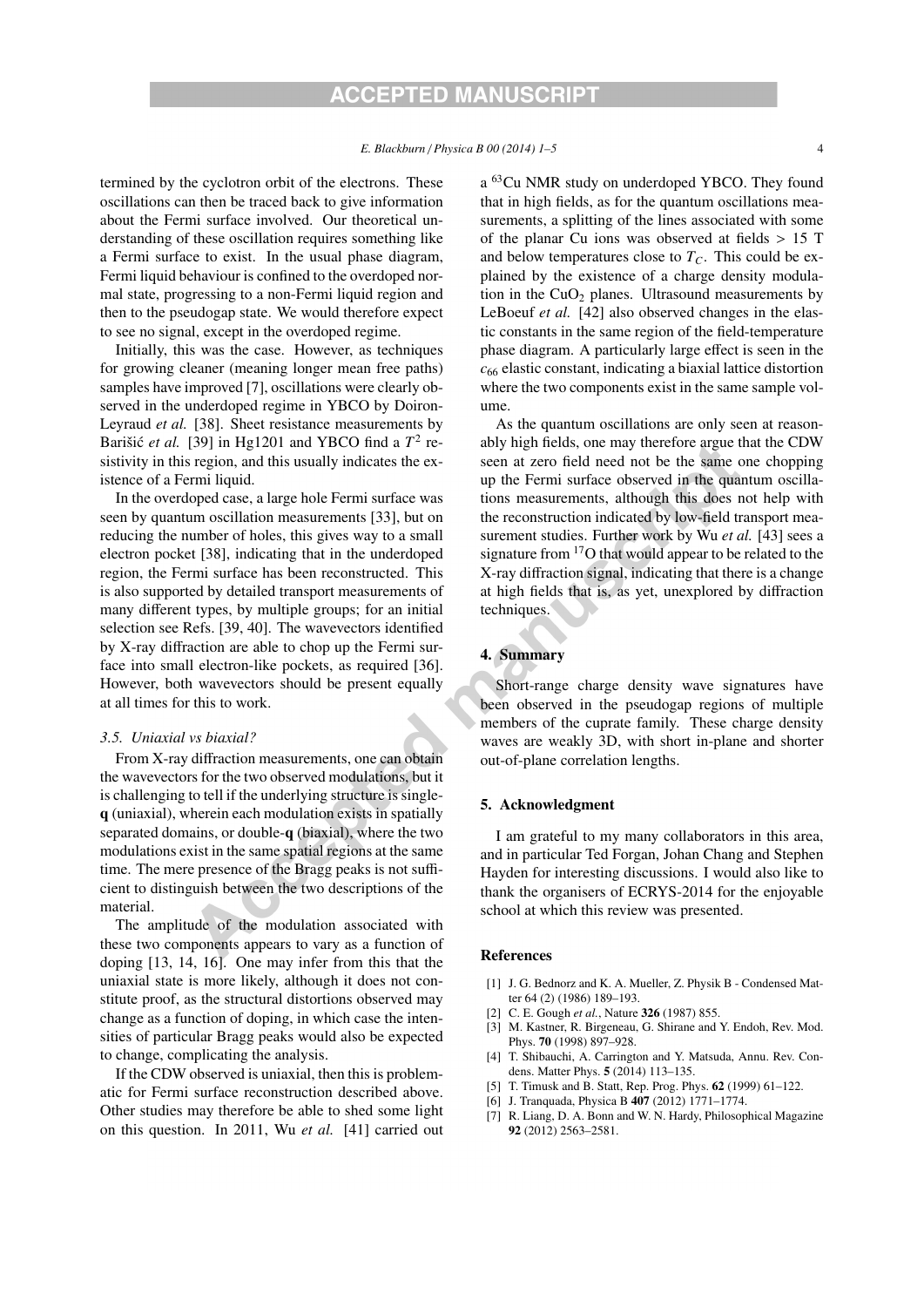termined by the cyclotron orbit of the electrons. These oscillations can then be traced back to give information about the Fermi surface involved. Our theoretical understanding of these oscillation requires something like a Fermi surface to exist. In the usual phase diagram, Fermi liquid behaviour is confined to the overdoped normal state, progressing to a non-Fermi liquid region and then to the pseudogap state. We would therefore expect to see no signal, except in the overdoped regime.

Initially, this was the case. However, as techniques for growing cleaner (meaning longer mean free paths) samples have improved [7], oscillations were clearly observed in the underdoped regime in YBCO by Doiron-Leyraud *et al.* [38]. Sheet resistance measurements by Barišić *et al.* [39] in Hg1201 and YBCO find a $T^2$ resistivity in this region, and this usually indicates the existence of a Fermi liquid.

In the overdoped case, a large hole Fermi surface was seen by quantum oscillation measurements [33], but on reducing the number of holes, this gives way to a small electron pocket [38], indicating that in the underdoped region, the Fermi surface has been reconstructed. This is also supported by detailed transport measurements of many different types, by multiple groups; for an initial selection see Refs. [39, 40]. The wavevectors identified by X-ray diffraction are able to chop up the Fermi surface into small electron-like pockets, as required [36]. However, both wavevectors should be present equally at all times for this to work.

### 3.5. Uniaxial vs biaxial?

From X-ray diffraction measurements, one can obtain the wavevectors for the two observed modulations, but it is challenging to tell if the underlying structure is single-**q** (uniaxial), wherein each modulation exists in spatially separated domains, or double-**q** (biaxial), where the two modulations exist in the same spatial regions at the same time. The mere presence of the Bragg peaks is not sufficient to distinguish between the two descriptions of the material.

The amplitude of the modulation associated with these two components appears to vary as a function of doping [13, 14, 16]. One may infer from this that the uniaxial state is more likely, although it does not constitute proof, as the structural distortions observed may change as a function of doping, in which case the intensities of particular Bragg peaks would also be expected to change, complicating the analysis.

If the CDW observed is uniaxial, then this is problematic for Fermi surface reconstruction described above. Other studies may therefore be able to shed some light on this question. In 2011, Wu *et al.* [41] carried out a $^{63}$Cu NMR study on underdoped YBCO. They found that in high fields, as for the quantum oscillations measurements, a splitting of the lines associated with some of the planar Cu ions was observed at fields > 15 T and below temperatures close to $T_C$. This could be explained by the existence of a charge density modulation in the $CuO_2$ planes. Ultrasound measurements by LeBoeuf *et al.* [42] also observed changes in the elastic constants in the same region of the field-temperature phase diagram. A particularly large effect is seen in the $c_{66}$ elastic constant, indicating a biaxial lattice distortion where the two components exist in the same sample volume.

As the quantum oscillations are only seen at reasonably high fields, one may therefore argue that the CDW seen at zero field need not be the same one chopping up the Fermi surface observed in the quantum oscillations measurements, although this does not help with the reconstruction indicated by low-field transport measurement studies. Further work by Wu *et al.* [43] sees a signature from $^{17}$O that would appear to be related to the X-ray diffraction signal, indicating that there is a change at high fields that is, as yet, unexplored by diffraction techniques.

## 4. Summary

Short-range charge density wave signatures have been observed in the pseudogap regions of multiple members of the cuprate family. These charge density waves are weakly 3D, with short in-plane and shorter out-of-plane correlation lengths.

## 5. Acknowledgment

I am grateful to my many collaborators in this area, and in particular Ted Forgan, Johan Chang and Stephen Hayden for interesting discussions. I would also like to thank the organisers of ECRYS-2014 for the enjoyable school at which this review was presented.

## References

[1] J. G. Bednorz and K. A. Mueller, Z. Physik B - Condensed Matter 64 (2) (1986) 189–193.

[2] C. E. Gough *et al.*, Nature **326** (1987) 855.

[3] M. Kastner, R. Birgeneau, G. Shirane and Y. Endoh, Rev. Mod. Phys. **70** (1998) 897–928.

[4] T. Shibauchi, A. Carrington and Y. Matsuda, Annu. Rev. Condens. Matter Phys. **5** (2014) 113–135.

[5] T. Timusk and B. Statt, Rep. Prog. Phys. **62** (1999) 61–122.

[6] J. Tranquada, Physica B **407** (2012) 1771–1774.

[7] R. Liang, D. A. Bonn and W. N. Hardy, Philosophical Magazine **92** (2012) 2563–2581.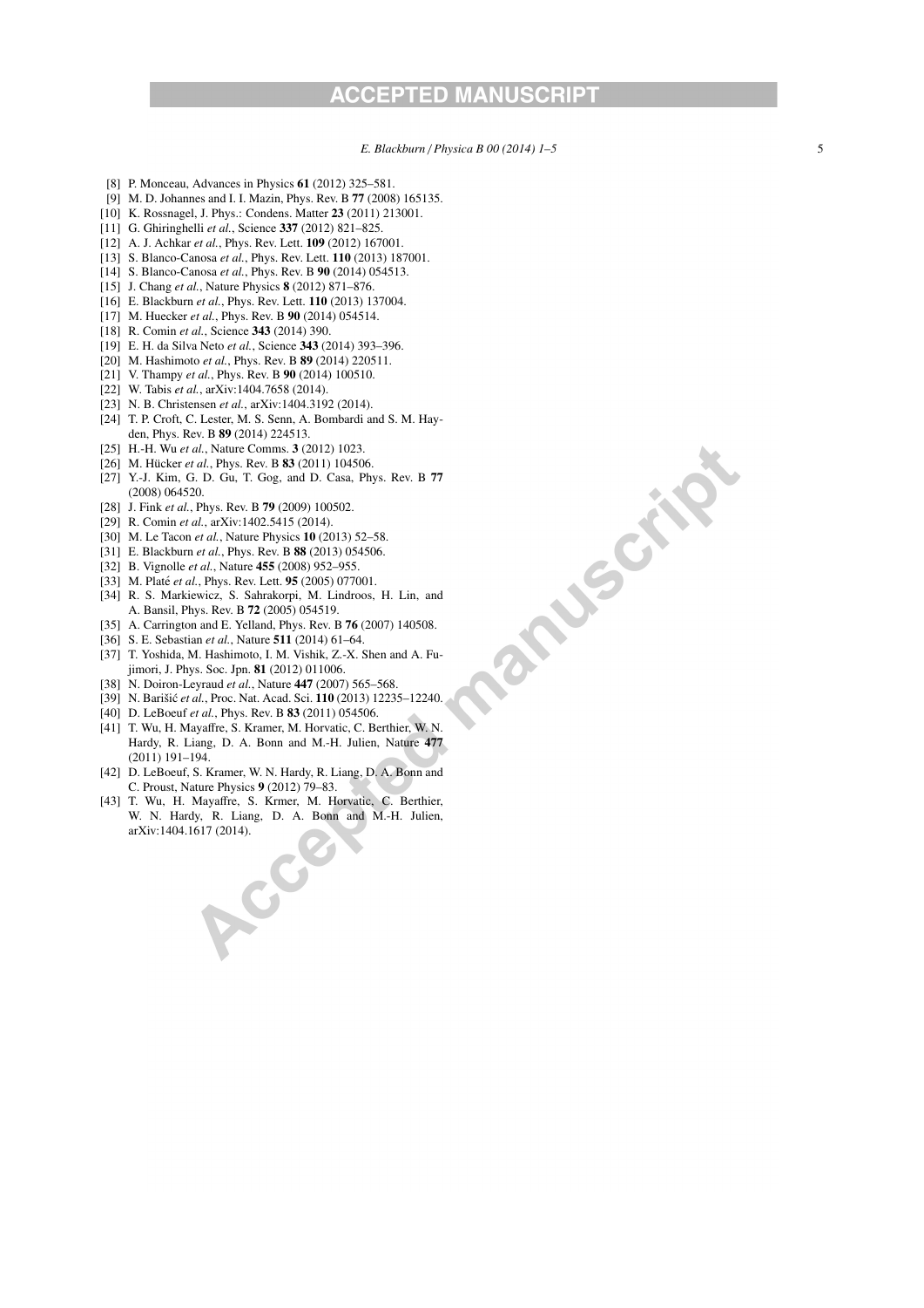[8] P. Monceau, Advances in Physics **61** (2012) 325–581.

[9] M. D. Johannes and I. I. Mazin, Phys. Rev. B **77** (2008) 165135.

[10] K. Rossnagel, J. Phys.: Condens. Matter **23** (2011) 213001.

[11] G. Ghiringhelli *et al.*, Science **337** (2012) 821–825.

[12] A. J. Achkar *et al.*, Phys. Rev. Lett. **109** (2012) 167001.

[13] S. Blanco-Canosa *et al.*, Phys. Rev. Lett. **110** (2013) 187001.

[14] S. Blanco-Canosa *et al.*, Phys. Rev. B **90** (2014) 054513.

[15] J. Chang *et al.*, Nature Physics **8** (2012) 871–876.

[16] E. Blackburn *et al.*, Phys. Rev. Lett. **110** (2013) 137004.

[17] M. Huecker *et al.*, Phys. Rev. B **90** (2014) 054514.

[18] R. Comin *et al.*, Science **343** (2014) 390.

[19] E. H. da Silva Neto *et al.*, Science **343** (2014) 393–396.

[20] M. Hashimoto *et al.*, Phys. Rev. B **89** (2014) 220511.

[21] V. Thampy *et al.*, Phys. Rev. B **90** (2014) 100510.

[22] W. Tabis *et al.*, arXiv:1404.7658 (2014).

[23] N. B. Christensen *et al.*, arXiv:1404.3192 (2014).

[24] T. P. Croft, C. Lester, M. S. Senn, A. Bombardi and S. M. Hayden, Phys. Rev. B **89** (2014) 224513.

[25] H.-H. Wu *et al.*, Nature Comms. **3** (2012) 1023.

[26] M. Hücker *et al.*, Phys. Rev. B **83** (2011) 104506.

[27] Y.-J. Kim, G. D. Gu, T. Gog, and D. Casa, Phys. Rev. B **77** (2008) 064520.

[28] J. Fink *et al.*, Phys. Rev. B **79** (2009) 100502.

[29] R. Comin *et al.*, arXiv:1402.5415 (2014).

[30] M. Le Tacon *et al.*, Nature Physics **10** (2013) 52–58.

[31] E. Blackburn *et al.*, Phys. Rev. B **88** (2013) 054506.

[32] B. Vignolle *et al.*, Nature **455** (2008) 952–955.

[33] M. Platé *et al.*, Phys. Rev. Lett. **95** (2005) 077001.

[34] R. S. Markiewicz, S. Sahrakorpi, M. Lindroos, H. Lin, and A. Bansil, Phys. Rev. B **72** (2005) 054519.

[35] A. Carrington and E. Yelland, Phys. Rev. B **76** (2007) 140508.

[36] S. E. Sebastian *et al.*, Nature **511** (2014) 61–64.

[37] T. Yoshida, M. Hashimoto, I. M. Vishik, Z.-X. Shen and A. Fujimori, J. Phys. Soc. Jpn. **81** (2012) 011006.

[38] N. Doiron-Leyraud *et al.*, Nature **447** (2007) 565–568.

[39] N. Barišić *et al.*, Proc. Nat. Acad. Sci. **110** (2013) 12235–12240.

[40] D. LeBoeuf *et al.*, Phys. Rev. B **83** (2011) 054506.

[41] T. Wu, H. Mayaffre, S. Kramer, M. Horvatic, C. Berthier, W. N. Hardy, R. Liang, D. A. Bonn and M.-H. Julien, Nature **477** (2011) 191–194.

[42] D. LeBoeuf, S. Kramer, W. N. Hardy, R. Liang, D. A. Bonn and C. Proust, Nature Physics **9** (2012) 79–83.

[43] T. Wu, H. Mayaffre, S. Krmer, M. Horvatic, C. Berthier, W. N. Hardy, R. Liang, D. A. Bonn and M.-H. Julien, arXiv:1404.1617 (2014).